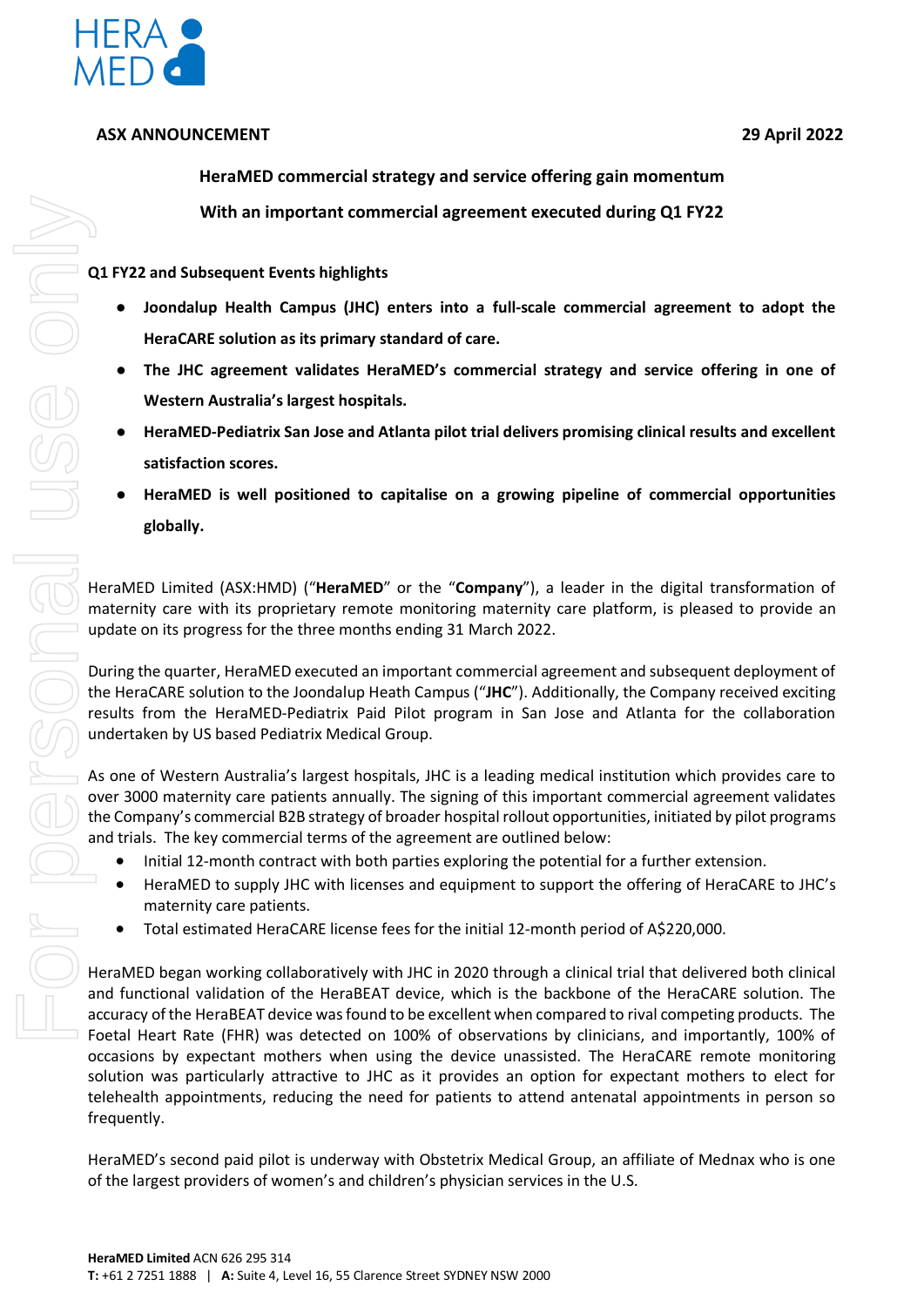**ASX ANNOUNCEMENT** **29 April 2022**

## HeraMED commercial strategy and service offering gain momentum

## With an important commercial agreement executed during Q1 FY22

**Q1 FY22 and Subsequent Events highlights**

- **Joondalup Health Campus (JHC) enters into a full-scale commercial agreement to adopt the HeraCARE solution as its primary standard of care.**
- **The JHC agreement validates HeraMED's commercial strategy and service offering in one of Western Australia's largest hospitals.**
- **HeraMED-Pediatrix San Jose and Atlanta pilot trial delivers promising clinical results and excellent satisfaction scores.**
- **HeraMED is well positioned to capitalise on a growing pipeline of commercial opportunities globally.**

HeraMED Limited (ASX:HMD) ("**HeraMED**" or the "**Company**"), a leader in the digital transformation of maternity care with its proprietary remote monitoring maternity care platform, is pleased to provide an update on its progress for the three months ending 31 March 2022.

During the quarter, HeraMED executed an important commercial agreement and subsequent deployment of the HeraCARE solution to the Joondalup Heath Campus ("**JHC**"). Additionally, the Company received exciting results from the HeraMED-Pediatrix Paid Pilot program in San Jose and Atlanta for the collaboration undertaken by US based Pediatrix Medical Group.

As one of Western Australia's largest hospitals, JHC is a leading medical institution which provides care to over 3000 maternity care patients annually. The signing of this important commercial agreement validates the Company's commercial B2B strategy of broader hospital rollout opportunities, initiated by pilot programs and trials. The key commercial terms of the agreement are outlined below:

- Initial 12-month contract with both parties exploring the potential for a further extension.
- HeraMED to supply JHC with licenses and equipment to support the offering of HeraCARE to JHC's maternity care patients.
- Total estimated HeraCARE license fees for the initial 12-month period of A$220,000.

HeraMED began working collaboratively with JHC in 2020 through a clinical trial that delivered both clinical and functional validation of the HeraBEAT device, which is the backbone of the HeraCARE solution. The accuracy of the HeraBEAT device was found to be excellent when compared to rival competing products. The Foetal Heart Rate (FHR) was detected on 100% of observations by clinicians, and importantly, 100% of occasions by expectant mothers when using the device unassisted. The HeraCARE remote monitoring solution was particularly attractive to JHC as it provides an option for expectant mothers to elect for telehealth appointments, reducing the need for patients to attend antenatal appointments in person so frequently.

HeraMED's second paid pilot is underway with Obstetrix Medical Group, an affiliate of Mednax who is one of the largest providers of women's and children's physician services in the U.S.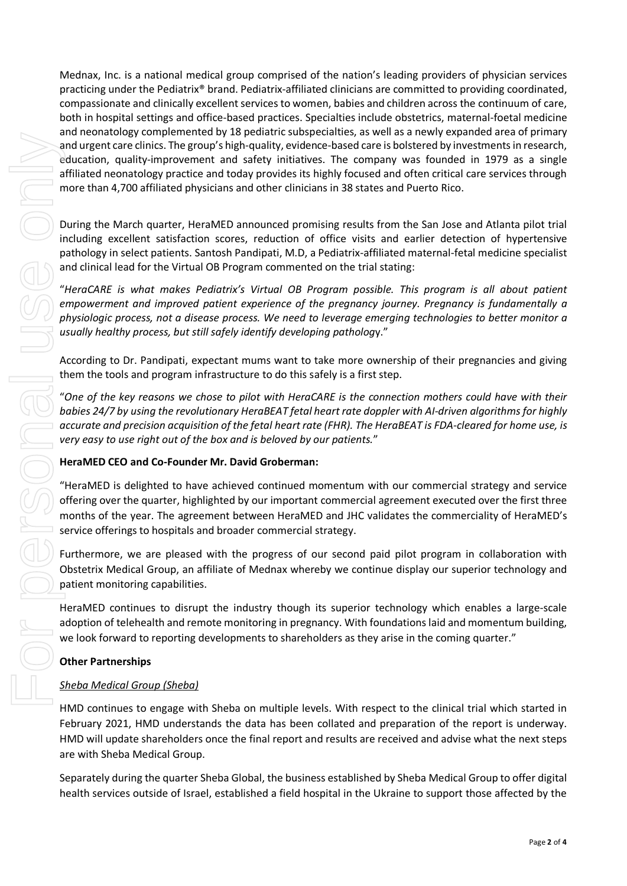Mednax, Inc. is a national medical group comprised of the nation's leading providers of physician services practicing under the Pediatrix® brand. Pediatrix-affiliated clinicians are committed to providing coordinated, compassionate and clinically excellent services to women, babies and children across the continuum of care, both in hospital settings and office-based practices. Specialties include obstetrics, maternal-foetal medicine and neonatology complemented by 18 pediatric subspecialties, as well as a newly expanded area of primary and urgent care clinics. The group's high-quality, evidence-based care is bolstered by investments in research, education, quality-improvement and safety initiatives. The company was founded in 1979 as a single affiliated neonatology practice and today provides its highly focused and often critical care services through more than 4,700 affiliated physicians and other clinicians in 38 states and Puerto Rico.

During the March quarter, HeraMED announced promising results from the San Jose and Atlanta pilot trial including excellent satisfaction scores, reduction of office visits and earlier detection of hypertensive pathology in select patients. Santosh Pandipati, M.D, a Pediatrix-affiliated maternal-fetal medicine specialist and clinical lead for the Virtual OB Program commented on the trial stating:

"*HeraCARE is what makes Pediatrix's Virtual OB Program possible. This program is all about patient empowerment and improved patient experience of the pregnancy journey. Pregnancy is fundamentally a physiologic process, not a disease process. We need to leverage emerging technologies to better monitor a usually healthy process, but still safely identify developing patholog*y."

According to Dr. Pandipati, expectant mums want to take more ownership of their pregnancies and giving them the tools and program infrastructure to do this safely is a first step.

"*One of the key reasons we chose to pilot with HeraCARE is the connection mothers could have with their babies 24/7 by using the revolutionary HeraBEAT fetal heart rate doppler with AI-driven algorithms for highly accurate and precision acquisition of the fetal heart rate (FHR). The HeraBEAT is FDA-cleared for home use, is very easy to use right out of the box and is beloved by our patients.*"

**HeraMED CEO and Co-Founder Mr. David Groberman:**

"HeraMED is delighted to have achieved continued momentum with our commercial strategy and service offering over the quarter, highlighted by our important commercial agreement executed over the first three months of the year. The agreement between HeraMED and JHC validates the commerciality of HeraMED's service offerings to hospitals and broader commercial strategy.

Furthermore, we are pleased with the progress of our second paid pilot program in collaboration with Obstetrix Medical Group, an affiliate of Mednax whereby we continue display our superior technology and patient monitoring capabilities.

HeraMED continues to disrupt the industry though its superior technology which enables a large-scale adoption of telehealth and remote monitoring in pregnancy. With foundations laid and momentum building, we look forward to reporting developments to shareholders as they arise in the coming quarter."

**Other Partnerships**

*Sheba Medical Group (Sheba)*

HMD continues to engage with Sheba on multiple levels. With respect to the clinical trial which started in February 2021, HMD understands the data has been collated and preparation of the report is underway. HMD will update shareholders once the final report and results are received and advise what the next steps are with Sheba Medical Group.

Separately during the quarter Sheba Global, the business established by Sheba Medical Group to offer digital health services outside of Israel, established a field hospital in the Ukraine to support those affected by the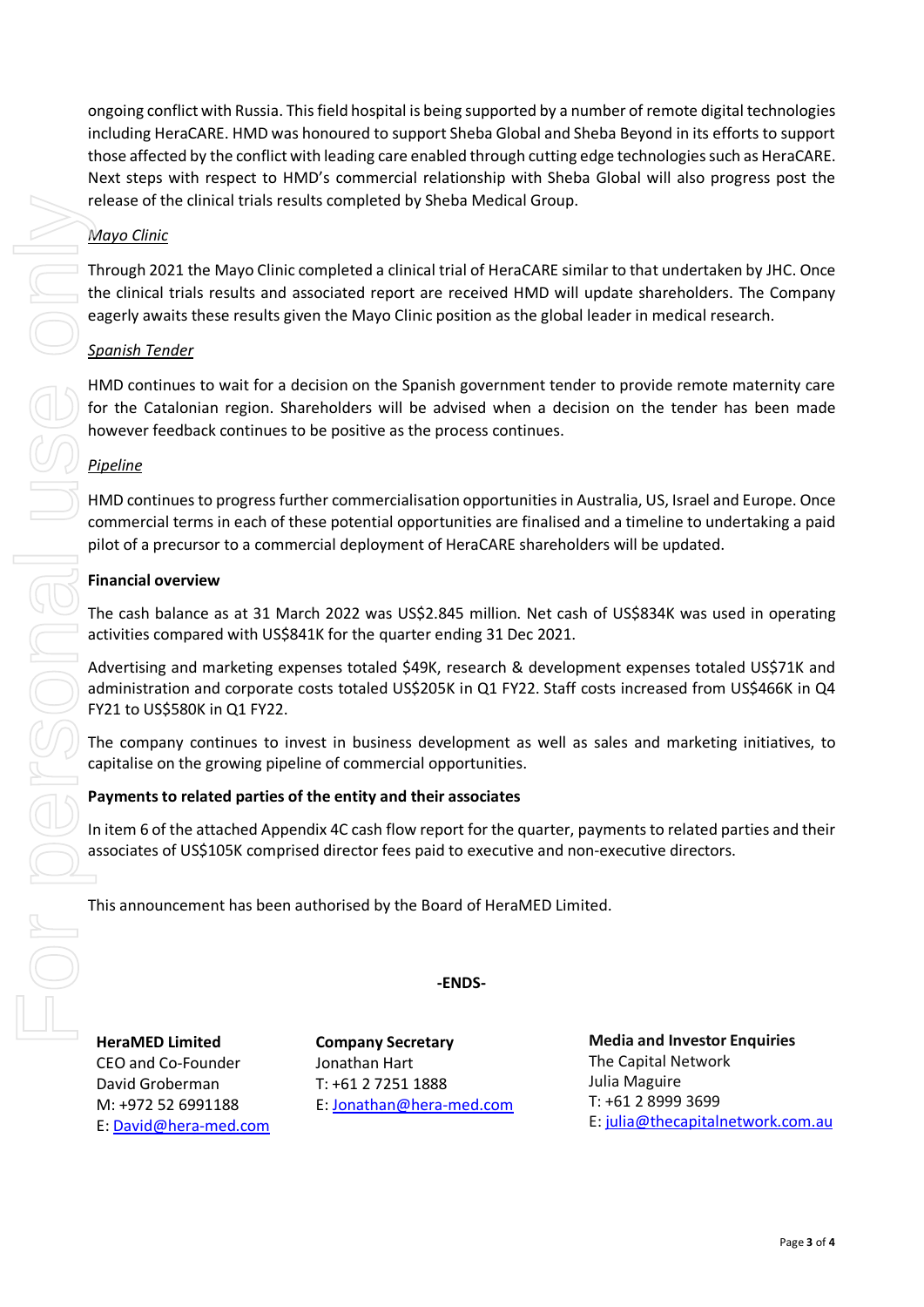ongoing conflict with Russia. This field hospital is being supported by a number of remote digital technologies including HeraCARE. HMD was honoured to support Sheba Global and Sheba Beyond in its efforts to support those affected by the conflict with leading care enabled through cutting edge technologies such as HeraCARE. Next steps with respect to HMD's commercial relationship with Sheba Global will also progress post the release of the clinical trials results completed by Sheba Medical Group.

*Mayo Clinic*

Through 2021 the Mayo Clinic completed a clinical trial of HeraCARE similar to that undertaken by JHC. Once the clinical trials results and associated report are received HMD will update shareholders. The Company eagerly awaits these results given the Mayo Clinic position as the global leader in medical research.

*Spanish Tender*

HMD continues to wait for a decision on the Spanish government tender to provide remote maternity care for the Catalonian region. Shareholders will be advised when a decision on the tender has been made however feedback continues to be positive as the process continues.

*Pipeline*

HMD continues to progress further commercialisation opportunities in Australia, US, Israel and Europe. Once commercial terms in each of these potential opportunities are finalised and a timeline to undertaking a paid pilot of a precursor to a commercial deployment of HeraCARE shareholders will be updated.

**Financial overview**

The cash balance as at 31 March 2022 was US$2.845 million. Net cash of US$834K was used in operating activities compared with US$841K for the quarter ending 31 Dec 2021.

Advertising and marketing expenses totaled $49K, research & development expenses totaled US$71K and administration and corporate costs totaled US$205K in Q1 FY22. Staff costs increased from US$466K in Q4 FY21 to US$580K in Q1 FY22.

The company continues to invest in business development as well as sales and marketing initiatives, to capitalise on the growing pipeline of commercial opportunities.

**Payments to related parties of the entity and their associates**

In item 6 of the attached Appendix 4C cash flow report for the quarter, payments to related parties and their associates of US$105K comprised director fees paid to executive and non-executive directors.

This announcement has been authorised by the Board of HeraMED Limited.

**-ENDS-**

**HeraMED Limited**
CEO and Co-Founder
David Groberman
M: +972 52 6991188
E: David@hera-med.com

**Company Secretary**
Jonathan Hart
T: +61 2 7251 1888
E: Jonathan@hera-med.com

**Media and Investor Enquiries**
The Capital Network
Julia Maguire
T: +61 2 8999 3699
E: julia@thecapitalnetwork.com.au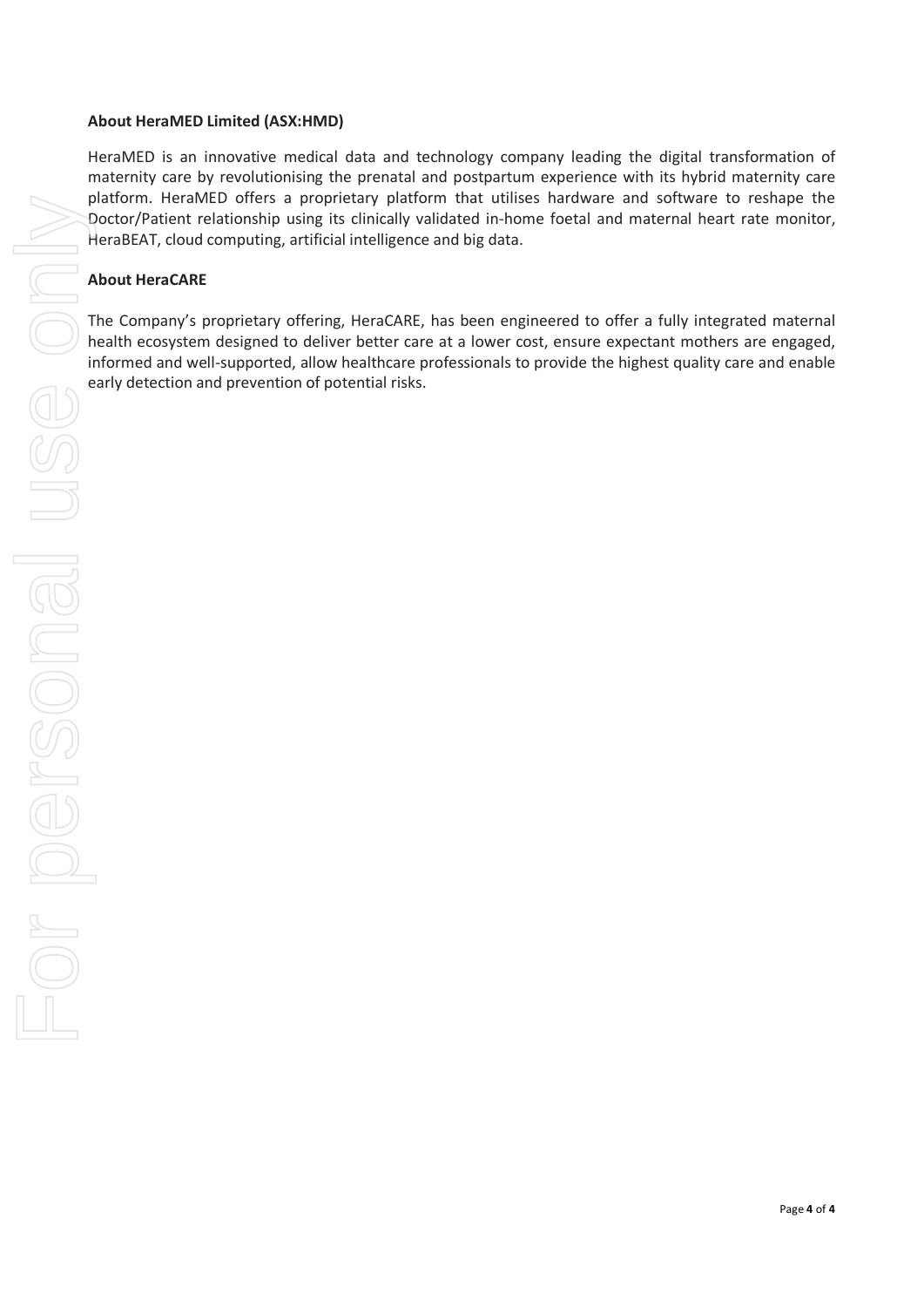**About HeraMED Limited (ASX:HMD)**

HeraMED is an innovative medical data and technology company leading the digital transformation of maternity care by revolutionising the prenatal and postpartum experience with its hybrid maternity care platform. HeraMED offers a proprietary platform that utilises hardware and software to reshape the Doctor/Patient relationship using its clinically validated in-home foetal and maternal heart rate monitor, HeraBEAT, cloud computing, artificial intelligence and big data.

**About HeraCARE**

The Company's proprietary offering, HeraCARE, has been engineered to offer a fully integrated maternal health ecosystem designed to deliver better care at a lower cost, ensure expectant mothers are engaged, informed and well-supported, allow healthcare professionals to provide the highest quality care and enable early detection and prevention of potential risks.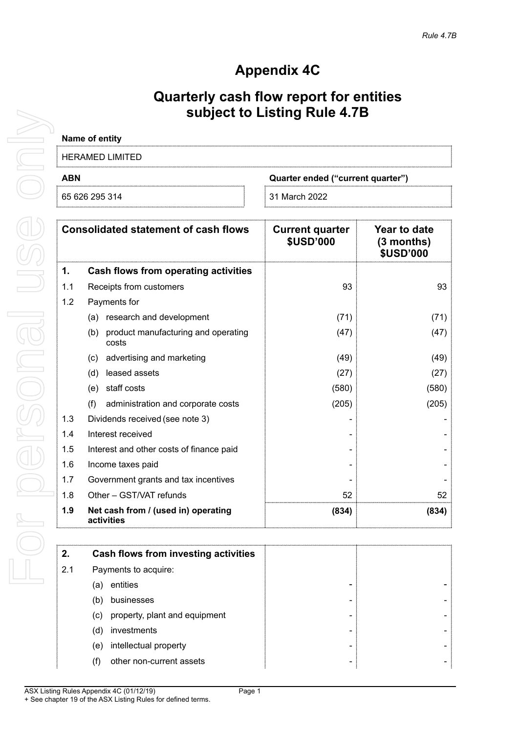# Appendix 4C

## Quarterly cash flow report for entities subject to Listing Rule 4.7B

| Name of entity | |
|---|---|
| HERAMED LIMITED | |

| ABN | Quarter ended ("current quarter") |
|---|---|
| 65 626 295 314 | 31 March 2022 |

| | Consolidated statement of cash flows | Current quarter $USD'000 | Year to date (3 months) $USD'000 |
|---|---|---|---|
| **1.** | **Cash flows from operating activities** | | |
| 1.1 | Receipts from customers | 93 | 93 |
| 1.2 | Payments for | | |
| | (a) research and development | (71) | (71) |
| | (b) product manufacturing and operating costs | (47) | (47) |
| | (c) advertising and marketing | (49) | (49) |
| | (d) leased assets | (27) | (27) |
| | (e) staff costs | (580) | (580) |
| | (f) administration and corporate costs | (205) | (205) |
| 1.3 | Dividends received (see note 3) | - | - |
| 1.4 | Interest received | - | - |
| 1.5 | Interest and other costs of finance paid | - | - |
| 1.6 | Income taxes paid | - | - |
| 1.7 | Government grants and tax incentives | - | - |
| 1.8 | Other – GST/VAT refunds | 52 | 52 |
| **1.9** | **Net cash from / (used in) operating activities** | **(834)** | **(834)** |

| | | | |
|---|---|---|---|
| **2.** | **Cash flows from investing activities** | | |
| 2.1 | Payments to acquire: | | |
| | (a) entities | - | - |
| | (b) businesses | - | - |
| | (c) property, plant and equipment | - | - |
| | (d) investments | - | - |
| | (e) intellectual property | - | - |
| | (f) other non-current assets | - | - |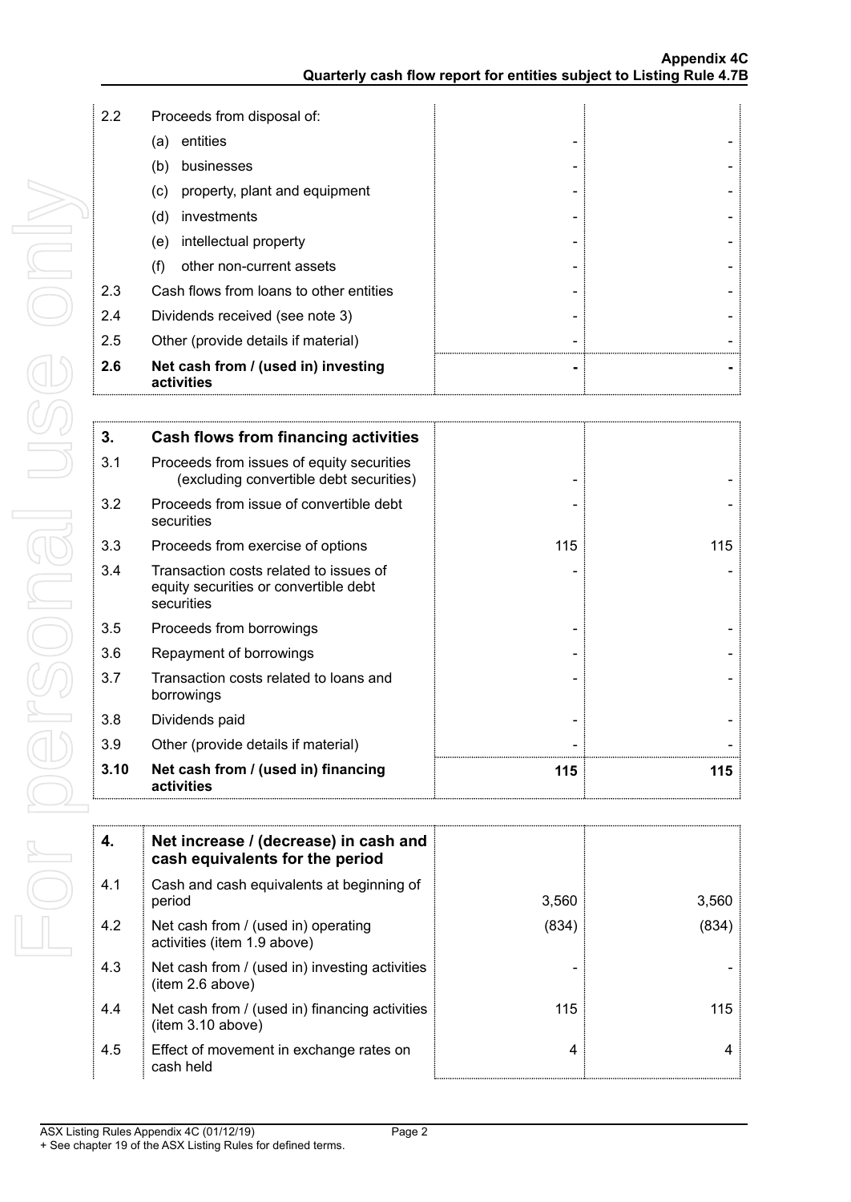| | | | |
|---|---|---|---|
| 2.2 | Proceeds from disposal of: | | |
| | (a) entities | - | - |
| | (b) businesses | - | - |
| | (c) property, plant and equipment | - | - |
| | (d) investments | - | - |
| | (e) intellectual property | - | - |
| | (f) other non-current assets | - | - |
| 2.3 | Cash flows from loans to other entities | - | - |
| 2.4 | Dividends received (see note 3) | - | - |
| 2.5 | Other (provide details if material) | - | - |
| **2.6** | **Net cash from / (used in) investing activities** | **-** | **-** |

| | | | |
|---|---|---|---|
| **3.** | **Cash flows from financing activities** | | |
| 3.1 | Proceeds from issues of equity securities (excluding convertible debt securities) | - | - |
| 3.2 | Proceeds from issue of convertible debt securities | - | - |
| 3.3 | Proceeds from exercise of options | 115 | 115 |
| 3.4 | Transaction costs related to issues of equity securities or convertible debt securities | - | - |
| 3.5 | Proceeds from borrowings | - | - |
| 3.6 | Repayment of borrowings | - | - |
| 3.7 | Transaction costs related to loans and borrowings | - | - |
| 3.8 | Dividends paid | - | - |
| 3.9 | Other (provide details if material) | - | - |
| **3.10** | **Net cash from / (used in) financing activities** | **115** | **115** |

| | | | |
|---|---|---|---|
| **4.** | **Net increase / (decrease) in cash and cash equivalents for the period** | | |
| 4.1 | Cash and cash equivalents at beginning of period | 3,560 | 3,560 |
| 4.2 | Net cash from / (used in) operating activities (item 1.9 above) | (834) | (834) |
| 4.3 | Net cash from / (used in) investing activities (item 2.6 above) | - | - |
| 4.4 | Net cash from / (used in) financing activities (item 3.10 above) | 115 | 115 |
| 4.5 | Effect of movement in exchange rates on cash held | 4 | 4 |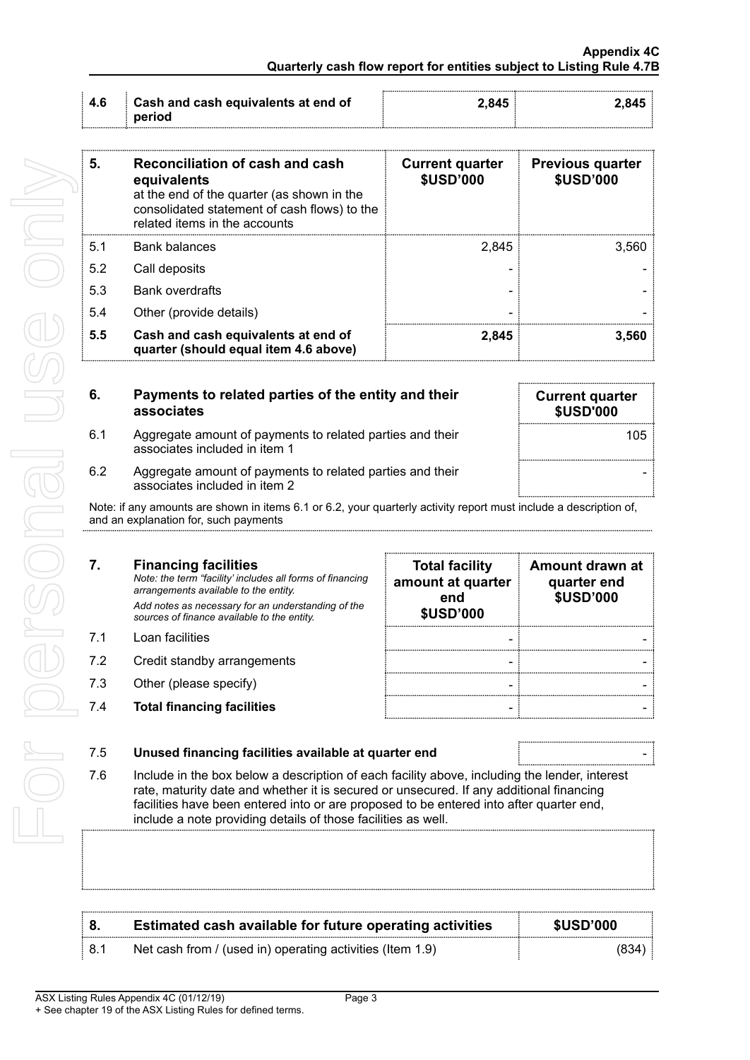| 4.6 | Cash and cash equivalents at end of period | 2,845 | 2,845 |
|---|---|---|---|

| 5. | Reconciliation of cash and cash equivalents<br>at the end of the quarter (as shown in the consolidated statement of cash flows) to the related items in the accounts | Current quarter<br>$USD'000 | Previous quarter<br>$USD'000 |
|---|---|---|---|
| 5.1 | Bank balances | 2,845 | 3,560 |
| 5.2 | Call deposits | - | - |
| 5.3 | Bank overdrafts | - | - |
| 5.4 | Other (provide details) | - | - |
| 5.5 | **Cash and cash equivalents at end of quarter (should equal item 4.6 above)** | **2,845** | **3,560** |

| 6. | Payments to related parties of the entity and their associates | Current quarter<br>$USD'000 |
|---|---|---|
| 6.1 | Aggregate amount of payments to related parties and their associates included in item 1 | 105 |
| 6.2 | Aggregate amount of payments to related parties and their associates included in item 2 | - |

Note: if any amounts are shown in items 6.1 or 6.2, your quarterly activity report must include a description of, and an explanation for, such payments

| 7. | **Financing facilities**<br>*Note: the term "facility' includes all forms of financing arrangements available to the entity.*<br>*Add notes as necessary for an understanding of the sources of finance available to the entity.* | Total facility amount at quarter end<br>$USD'000 | Amount drawn at quarter end<br>$USD'000 |
|---|---|---|---|
| 7.1 | Loan facilities | - | - |
| 7.2 | Credit standby arrangements | - | - |
| 7.3 | Other (please specify) | - | - |
| 7.4 | **Total financing facilities** | - | - |

| 7.5 | **Unused financing facilities available at quarter end** | - |
|---|---|---|

7.6 Include in the box below a description of each facility above, including the lender, interest rate, maturity date and whether it is secured or unsecured. If any additional financing facilities have been entered into or are proposed to be entered into after quarter end, include a note providing details of those facilities as well.

| 8. | Estimated cash available for future operating activities | $USD'000 |
|---|---|---|
| 8.1 | Net cash from / (used in) operating activities (Item 1.9) | (834) |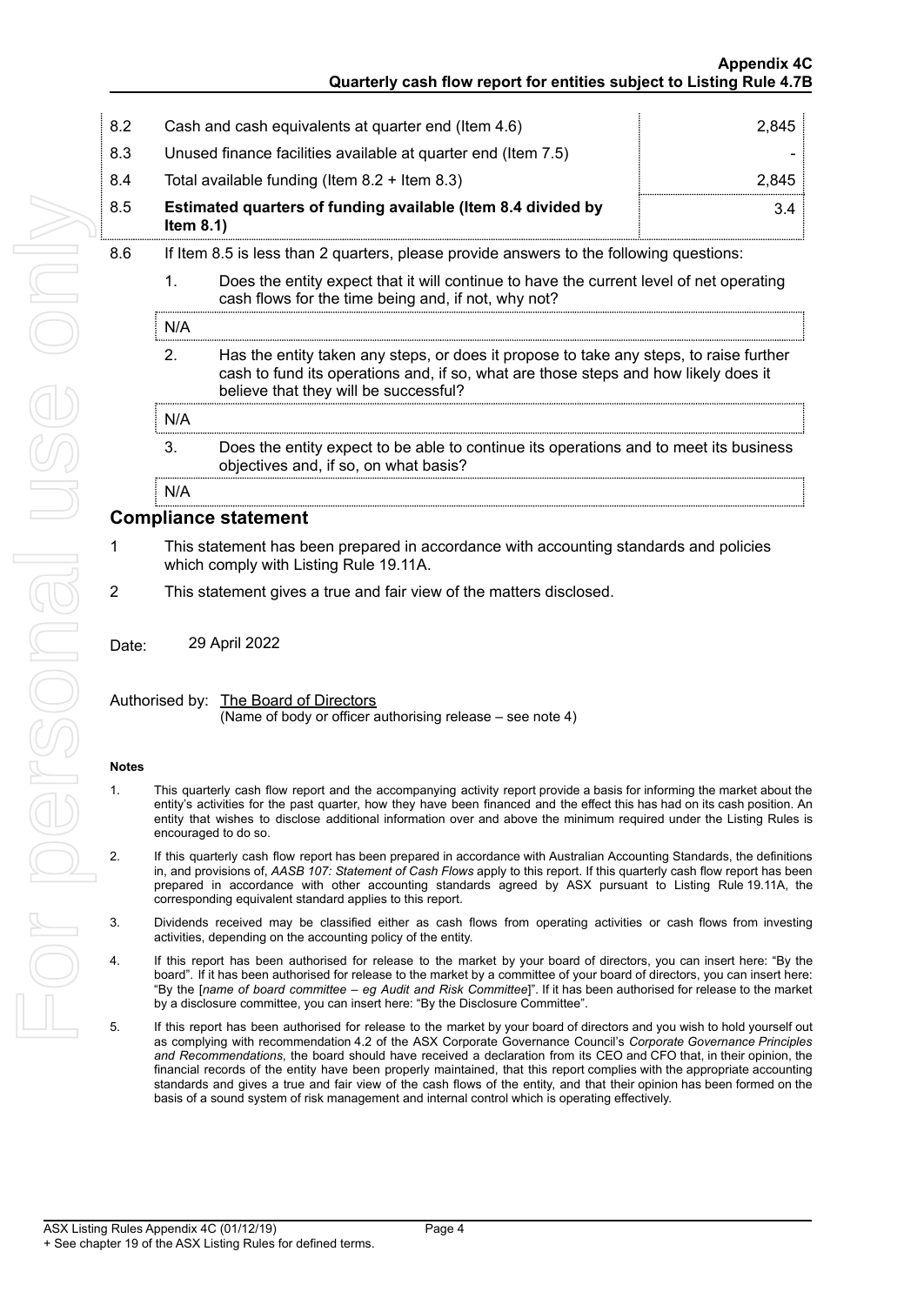| | | |
|---|---|---|
| 8.2 | Cash and cash equivalents at quarter end (Item 4.6) | 2,845 |
| 8.3 | Unused finance facilities available at quarter end (Item 7.5) | - |
| 8.4 | Total available funding (Item 8.2 + Item 8.3) | 2,845 |
| 8.5 | **Estimated quarters of funding available (Item 8.4 divided by Item 8.1)** | 3.4 |

8.6 If Item 8.5 is less than 2 quarters, please provide answers to the following questions:

1. Does the entity expect that it will continue to have the current level of net operating cash flows for the time being and, if not, why not?

N/A

2. Has the entity taken any steps, or does it propose to take any steps, to raise further cash to fund its operations and, if so, what are those steps and how likely does it believe that they will be successful?

N/A

3. Does the entity expect to be able to continue its operations and to meet its business objectives and, if so, on what basis?

N/A

## Compliance statement

1 This statement has been prepared in accordance with accounting standards and policies which comply with Listing Rule 19.11A.

2 This statement gives a true and fair view of the matters disclosed.

Date: 29 April 2022

Authorised by: The Board of Directors
(Name of body or officer authorising release – see note 4)

**Notes**

1. This quarterly cash flow report and the accompanying activity report provide a basis for informing the market about the entity's activities for the past quarter, how they have been financed and the effect this has had on its cash position. An entity that wishes to disclose additional information over and above the minimum required under the Listing Rules is encouraged to do so.

2. If this quarterly cash flow report has been prepared in accordance with Australian Accounting Standards, the definitions in, and provisions of, *AASB 107: Statement of Cash Flows* apply to this report. If this quarterly cash flow report has been prepared in accordance with other accounting standards agreed by ASX pursuant to Listing Rule 19.11A, the corresponding equivalent standard applies to this report.

3. Dividends received may be classified either as cash flows from operating activities or cash flows from investing activities, depending on the accounting policy of the entity.

4. If this report has been authorised for release to the market by your board of directors, you can insert here: "By the board". If it has been authorised for release to the market by a committee of your board of directors, you can insert here: "By the [*name of board committee – eg Audit and Risk Committee*]". If it has been authorised for release to the market by a disclosure committee, you can insert here: "By the Disclosure Committee".

5. If this report has been authorised for release to the market by your board of directors and you wish to hold yourself out as complying with recommendation 4.2 of the ASX Corporate Governance Council's *Corporate Governance Principles and Recommendations*, the board should have received a declaration from its CEO and CFO that, in their opinion, the financial records of the entity have been properly maintained, that this report complies with the appropriate accounting standards and gives a true and fair view of the cash flows of the entity, and that their opinion has been formed on the basis of a sound system of risk management and internal control which is operating effectively.